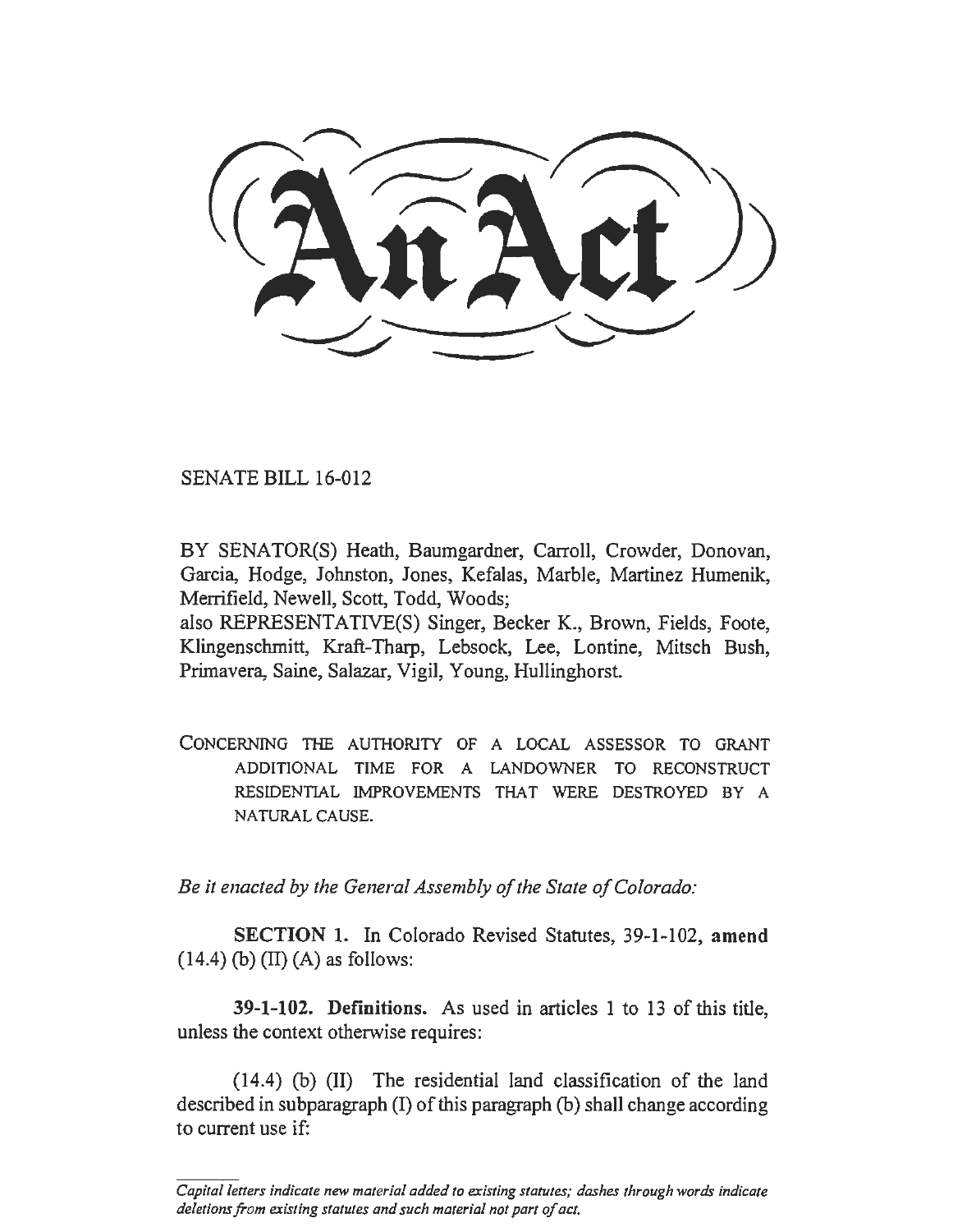# An Act

SENATE BILL 16-012

BY SENATOR(S) Heath, Baumgardner, Carroll, Crowder, Donovan, Garcia, Hodge, Johnston, Jones, Kefalas, Marble, Martinez Humenik, Merrifield, Newell, Scott, Todd, Woods;
also REPRESENTATIVE(S) Singer, Becker K., Brown, Fields, Foote, Klingenschmitt, Kraft-Tharp, Lebsock, Lee, Lontine, Mitsch Bush, Primavera, Saine, Salazar, Vigil, Young, Hullinghorst.

CONCERNING THE AUTHORITY OF A LOCAL ASSESSOR TO GRANT ADDITIONAL TIME FOR A LANDOWNER TO RECONSTRUCT RESIDENTIAL IMPROVEMENTS THAT WERE DESTROYED BY A NATURAL CAUSE.

*Be it enacted by the General Assembly of the State of Colorado:*

**SECTION 1.** In Colorado Revised Statutes, 39-1-102, **amend** (14.4) (b) (II) (A) as follows:

**39-1-102. Definitions.** As used in articles 1 to 13 of this title, unless the context otherwise requires:

(14.4) (b) (II) The residential land classification of the land described in subparagraph (I) of this paragraph (b) shall change according to current use if:

*Capital letters indicate new material added to existing statutes; dashes through words indicate deletions from existing statutes and such material not part of act.*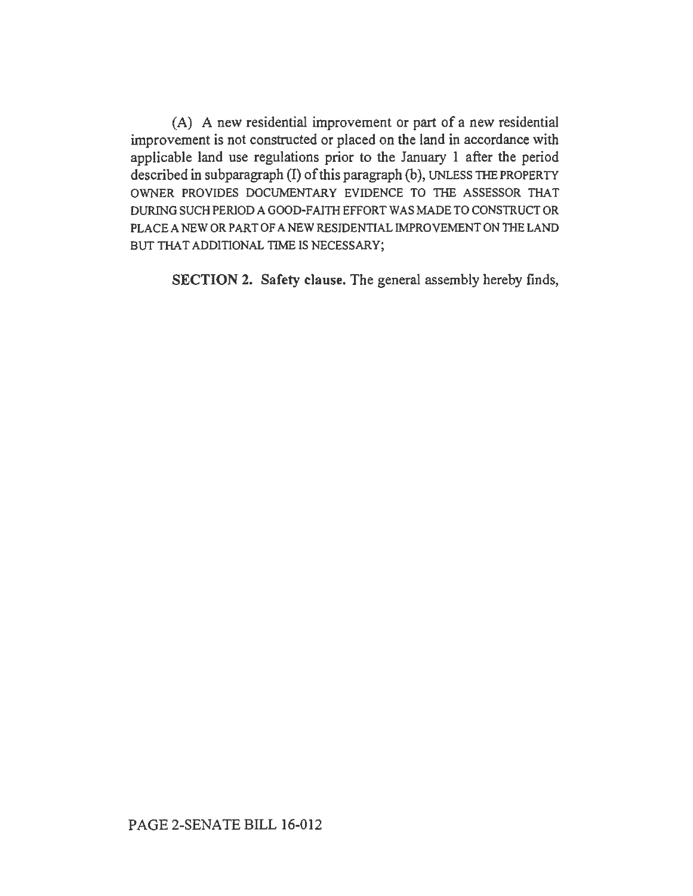(A) A new residential improvement or part of a new residential improvement is not constructed or placed on the land in accordance with applicable land use regulations prior to the January 1 after the period described in subparagraph (I) of this paragraph (b), UNLESS THE PROPERTY OWNER PROVIDES DOCUMENTARY EVIDENCE TO THE ASSESSOR THAT DURING SUCH PERIOD A GOOD-FAITH EFFORT WAS MADE TO CONSTRUCT OR PLACE A NEW OR PART OF A NEW RESIDENTIAL IMPROVEMENT ON THE LAND BUT THAT ADDITIONAL TIME IS NECESSARY;

**SECTION 2. Safety clause.** The general assembly hereby finds,

PAGE 2-SENATE BILL 16-012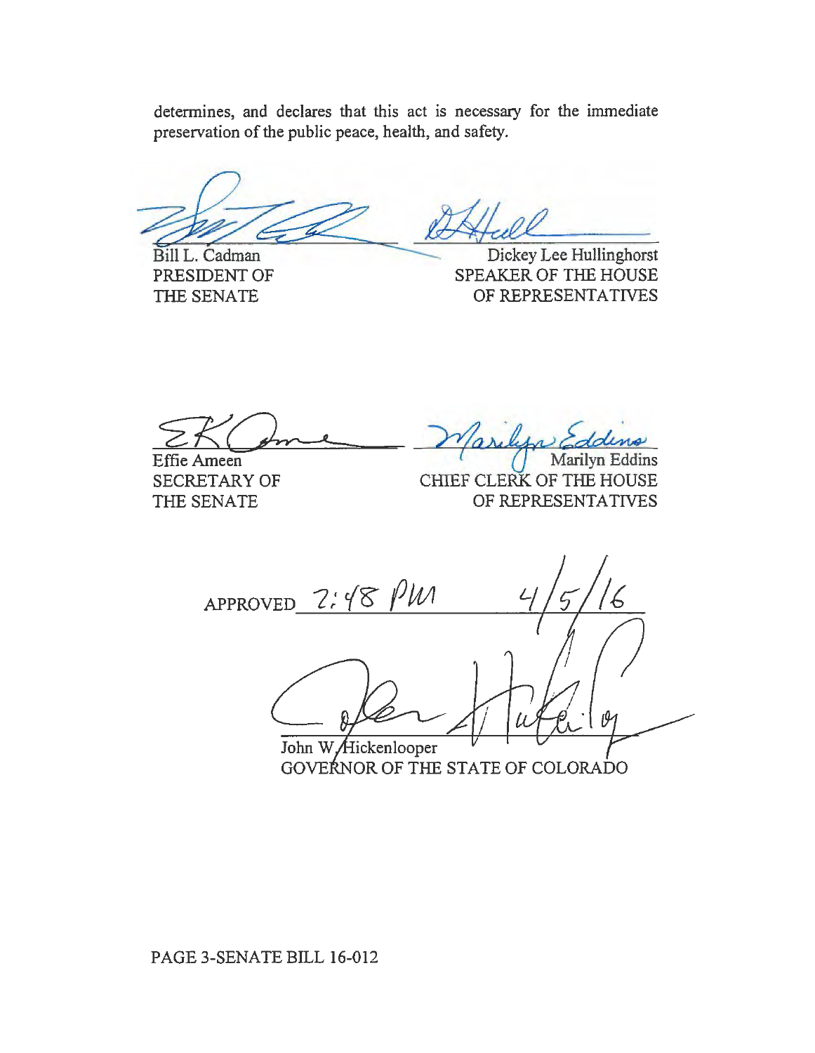determines, and declares that this act is necessary for the immediate preservation of the public peace, health, and safety.

Bill L. Cadman
PRESIDENT OF
THE SENATE

Dickey Lee Hullinghorst
SPEAKER OF THE HOUSE
OF REPRESENTATIVES

Effie Ameen
SECRETARY OF
THE SENATE

Marilyn Eddins
CHIEF CLERK OF THE HOUSE
OF REPRESENTATIVES

APPROVED 2:48 PM 4/5/16

John W. Hickenlooper
GOVERNOR OF THE STATE OF COLORADO

PAGE 3-SENATE BILL 16-012